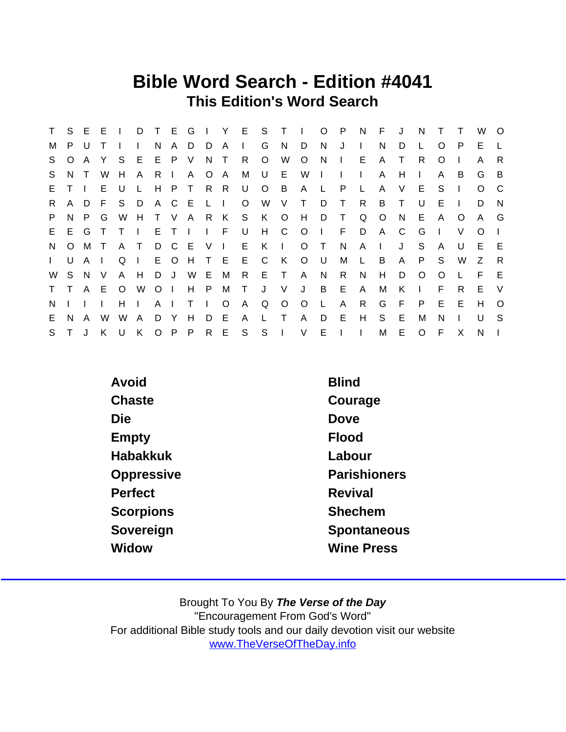# Bible Word Search - Edition #4041

## This Edition's Word Search

```
T S E E I D T E G I Y E S T I O P N F J N T T W O
M P U T I I N A D D A I G N D N J I N D L O P E L
S O A Y S E E P V N T R O W O N I E A T R O I A R
S N T W H A R I A O A M U E W I I I A H I A B G B
E T I E U L H P T R R U O B A L P L A V E S I O C
R A D F S D A C E L I O W V T D T R B T U E I D N
P N P G W H T V A R K S K O H D T Q O N E A O A G
E E G T T I E T I I F U H C O I F D A C G I V O I
N O M T A T D C E V I E K I O T N A I J S A U E E
I U A I Q I E O H T E E C K O U M L B A P S W Z R
W S N V A H D J W E M R E T A N R N H D O O L F E
T T A E O W O I H P M T J V J B E A M K I F R E V
N I I I H I A I T I O A Q O O L A R G F P E E H O
E N A W W A D Y H D E A L T A D E H S E M N I U S
S T J K U K O P P R E S S I V E I I M E O F X N I
```

| | |
|---|---|
| Avoid | Blind |
| Chaste | Courage |
| Die | Dove |
| Empty | Flood |
| Habakkuk | Labour |
| Oppressive | Parishioners |
| Perfect | Revival |
| Scorpions | Shechem |
| Sovereign | Spontaneous |
| Widow | Wine Press |

Brought To You By ***The Verse of the Day***
"Encouragement From God's Word"
For additional Bible study tools and our daily devotion visit our website
www.TheVerseOfTheDay.info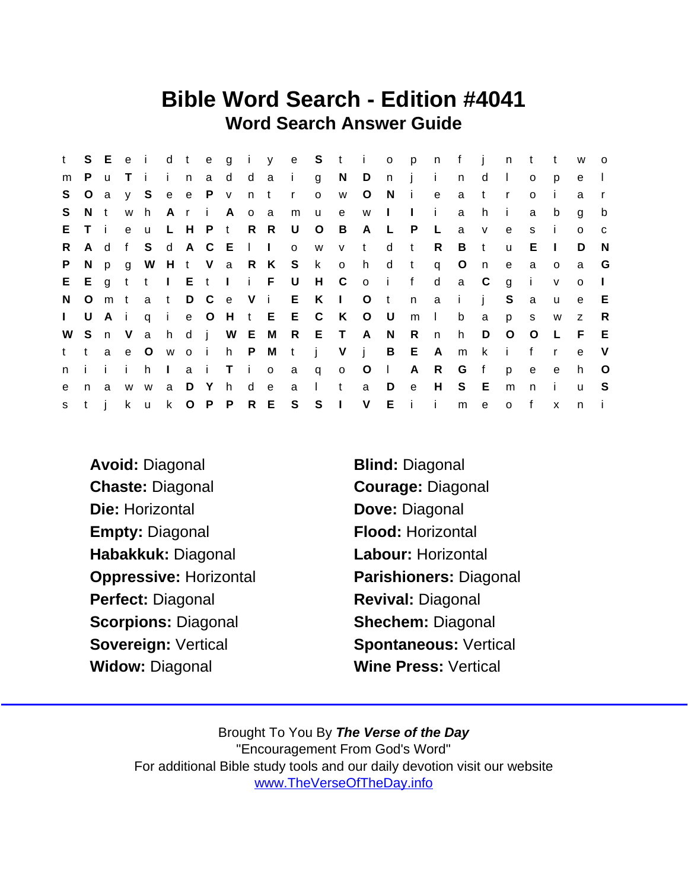# Bible Word Search - Edition #4041

## Word Search Answer Guide

```
t S E e i d t e g i y e S t i o p n f j n t t w o
m P u T i i n a d d a i g N D n j i n d l o p e l
S O a y S e e P v n t r o w O N i e a t r o i a r
S N t w h A r i A o a m u e w I I i a h i a b g b
E T i e u L H P t R R U O B A L P L a v e s i o c
R A d f S d A C E l I o w v t d t R B t u E I D N
P N p g W H t V a R K S k o h d t q O n e a o a G
E E g t t I E t I i F U H C o i f d a C g i v o I
N O m t a t D C e V i E K I O t n a i j S a u e E
I U A i q i e O H t E E C K O U m l b a p s w z R
W S n V a h d j W E M R E T A N R n h D O O L F E
t t a e O w o i h P M t j V j B E A m k i f r e V
n i i i h I a i T i o a q o O l A R G f p e e h O
e n a w w a D Y h d e a l t a D e H S E m n i u S
s t j k u k O P P R E S S I V E i i m e o f x n i
```

**Avoid:** Diagonal
**Chaste:** Diagonal
**Die:** Horizontal
**Empty:** Diagonal
**Habakkuk:** Diagonal
**Oppressive:** Horizontal
**Perfect:** Diagonal
**Scorpions:** Diagonal
**Sovereign:** Vertical
**Widow:** Diagonal

**Blind:** Diagonal
**Courage:** Diagonal
**Dove:** Diagonal
**Flood:** Horizontal
**Labour:** Horizontal
**Parishioners:** Diagonal
**Revival:** Diagonal
**Shechem:** Diagonal
**Spontaneous:** Vertical
**Wine Press:** Vertical

---

Brought To You By ***The Verse of the Day***
"Encouragement From God's Word"
For additional Bible study tools and our daily devotion visit our website
www.TheVerseOfTheDay.info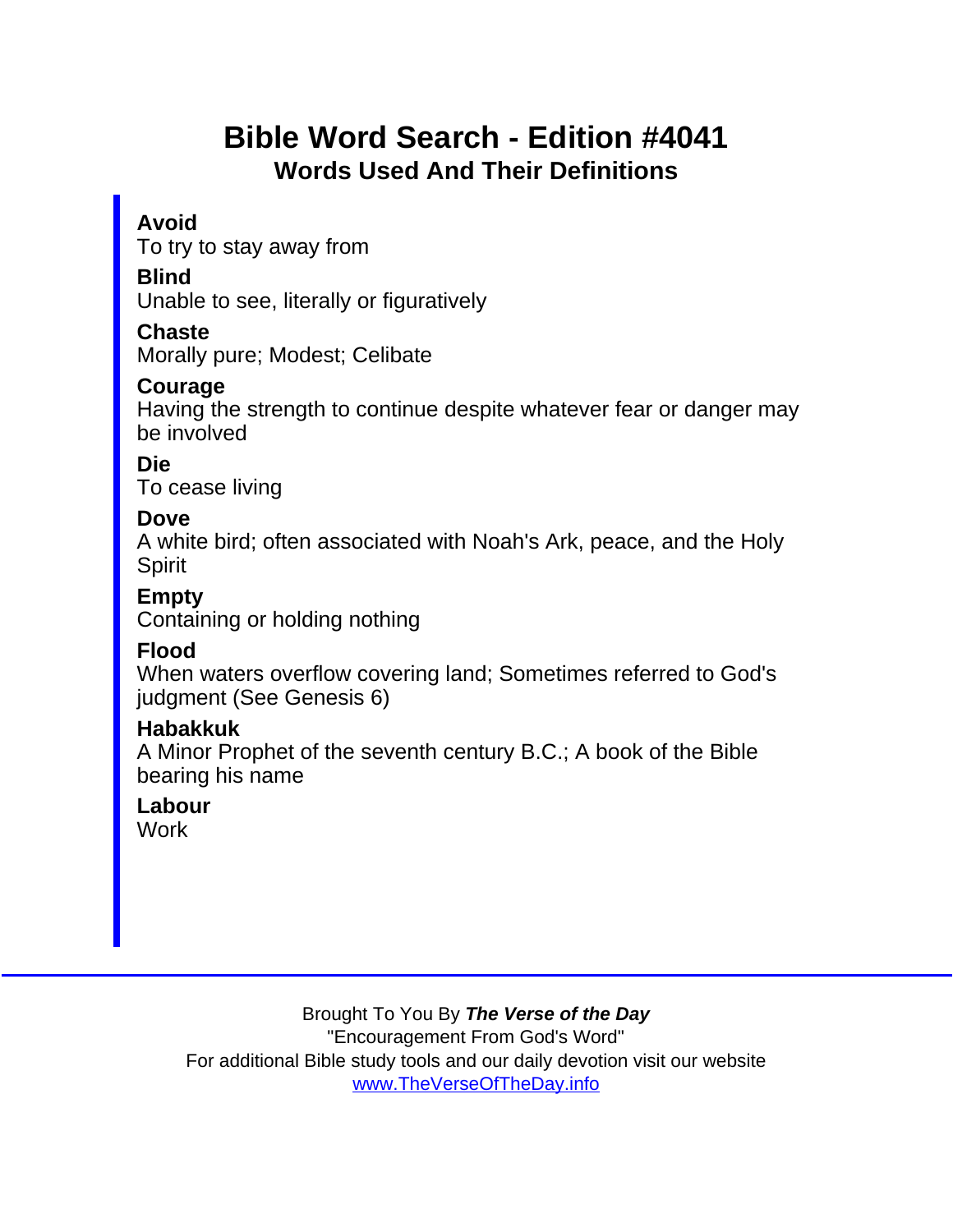# Bible Word Search - Edition #4041

## Words Used And Their Definitions

**Avoid**
To try to stay away from

**Blind**
Unable to see, literally or figuratively

**Chaste**
Morally pure; Modest; Celibate

**Courage**
Having the strength to continue despite whatever fear or danger may be involved

**Die**
To cease living

**Dove**
A white bird; often associated with Noah's Ark, peace, and the Holy Spirit

**Empty**
Containing or holding nothing

**Flood**
When waters overflow covering land; Sometimes referred to God's judgment (See Genesis 6)

**Habakkuk**
A Minor Prophet of the seventh century B.C.; A book of the Bible bearing his name

**Labour**
Work

---

Brought To You By ***The Verse of the Day***
"Encouragement From God's Word"
For additional Bible study tools and our daily devotion visit our website
www.TheVerseOfTheDay.info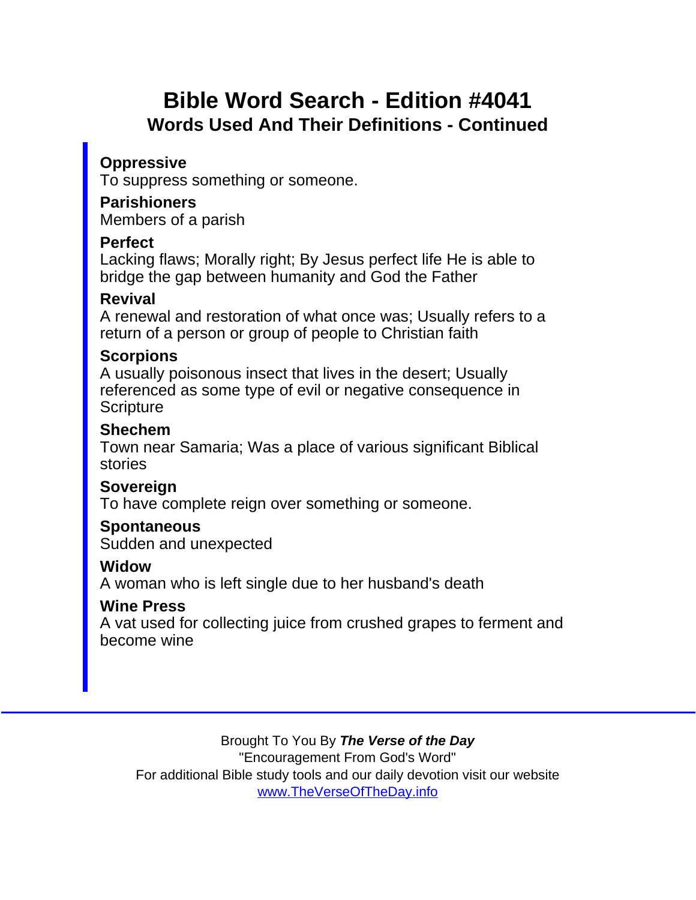# Bible Word Search - Edition #4041

## Words Used And Their Definitions - Continued

**Oppressive**
To suppress something or someone.

**Parishioners**
Members of a parish

**Perfect**
Lacking flaws; Morally right; By Jesus perfect life He is able to bridge the gap between humanity and God the Father

**Revival**
A renewal and restoration of what once was; Usually refers to a return of a person or group of people to Christian faith

**Scorpions**
A usually poisonous insect that lives in the desert; Usually referenced as some type of evil or negative consequence in Scripture

**Shechem**
Town near Samaria; Was a place of various significant Biblical stories

**Sovereign**
To have complete reign over something or someone.

**Spontaneous**
Sudden and unexpected

**Widow**
A woman who is left single due to her husband's death

**Wine Press**
A vat used for collecting juice from crushed grapes to ferment and become wine

---

Brought To You By ***The Verse of the Day***
"Encouragement From God's Word"
For additional Bible study tools and our daily devotion visit our website
www.TheVerseOfTheDay.info